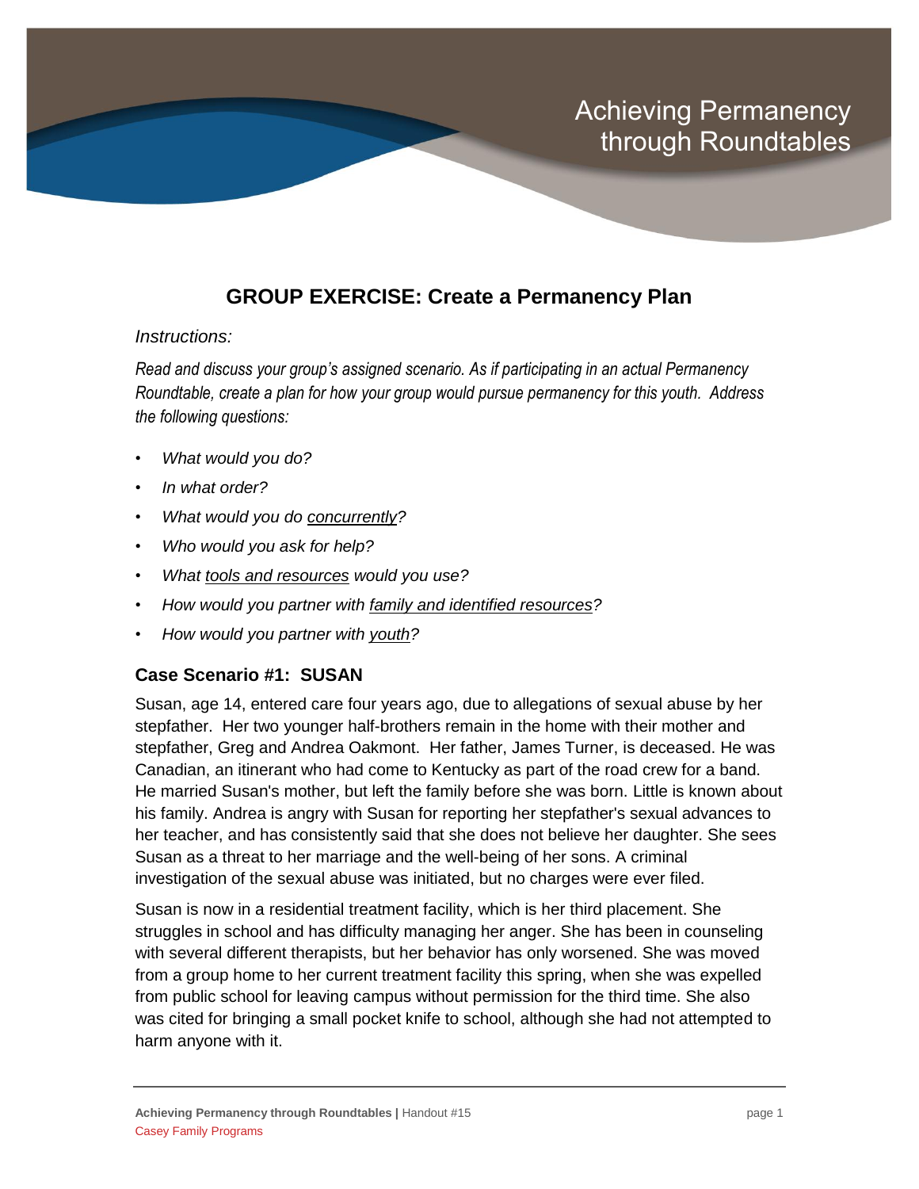# GROUP EXERCISE: Create a Permanency Plan

*Instructions:*

*Read and discuss your group's assigned scenario. As if participating in an actual Permanency Roundtable, create a plan for how your group would pursue permanency for this youth. Address the following questions:*

- *What would you do?*
- *In what order?*
- *What would you do concurrently?*
- *Who would you ask for help?*
- *What tools and resources would you use?*
- *How would you partner with family and identified resources?*
- *How would you partner with youth?*

### Case Scenario #1: SUSAN

Susan, age 14, entered care four years ago, due to allegations of sexual abuse by her stepfather. Her two younger half-brothers remain in the home with their mother and stepfather, Greg and Andrea Oakmont. Her father, James Turner, is deceased. He was Canadian, an itinerant who had come to Kentucky as part of the road crew for a band. He married Susan's mother, but left the family before she was born. Little is known about his family. Andrea is angry with Susan for reporting her stepfather's sexual advances to her teacher, and has consistently said that she does not believe her daughter. She sees Susan as a threat to her marriage and the well-being of her sons. A criminal investigation of the sexual abuse was initiated, but no charges were ever filed.

Susan is now in a residential treatment facility, which is her third placement. She struggles in school and has difficulty managing her anger. She has been in counseling with several different therapists, but her behavior has only worsened. She was moved from a group home to her current treatment facility this spring, when she was expelled from public school for leaving campus without permission for the third time. She also was cited for bringing a small pocket knife to school, although she had not attempted to harm anyone with it.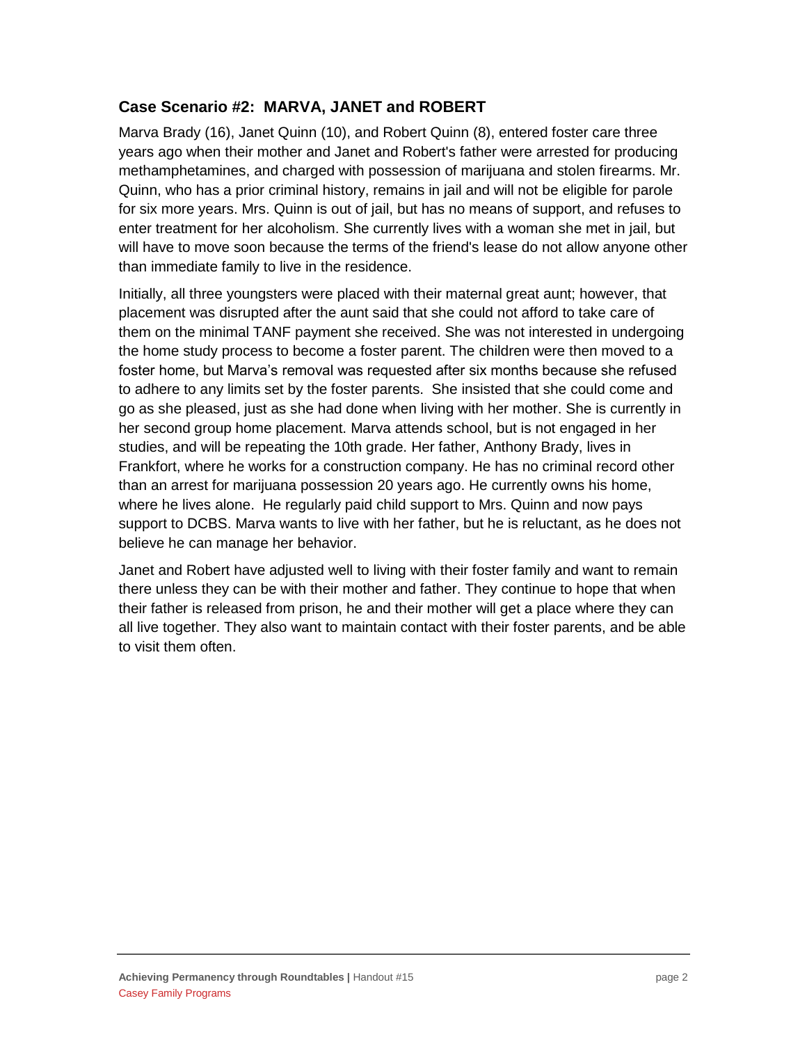## Case Scenario #2: MARVA, JANET and ROBERT

Marva Brady (16), Janet Quinn (10), and Robert Quinn (8), entered foster care three years ago when their mother and Janet and Robert's father were arrested for producing methamphetamines, and charged with possession of marijuana and stolen firearms. Mr. Quinn, who has a prior criminal history, remains in jail and will not be eligible for parole for six more years. Mrs. Quinn is out of jail, but has no means of support, and refuses to enter treatment for her alcoholism. She currently lives with a woman she met in jail, but will have to move soon because the terms of the friend's lease do not allow anyone other than immediate family to live in the residence.

Initially, all three youngsters were placed with their maternal great aunt; however, that placement was disrupted after the aunt said that she could not afford to take care of them on the minimal TANF payment she received. She was not interested in undergoing the home study process to become a foster parent. The children were then moved to a foster home, but Marva's removal was requested after six months because she refused to adhere to any limits set by the foster parents. She insisted that she could come and go as she pleased, just as she had done when living with her mother. She is currently in her second group home placement. Marva attends school, but is not engaged in her studies, and will be repeating the 10th grade. Her father, Anthony Brady, lives in Frankfort, where he works for a construction company. He has no criminal record other than an arrest for marijuana possession 20 years ago. He currently owns his home, where he lives alone. He regularly paid child support to Mrs. Quinn and now pays support to DCBS. Marva wants to live with her father, but he is reluctant, as he does not believe he can manage her behavior.

Janet and Robert have adjusted well to living with their foster family and want to remain there unless they can be with their mother and father. They continue to hope that when their father is released from prison, he and their mother will get a place where they can all live together. They also want to maintain contact with their foster parents, and be able to visit them often.